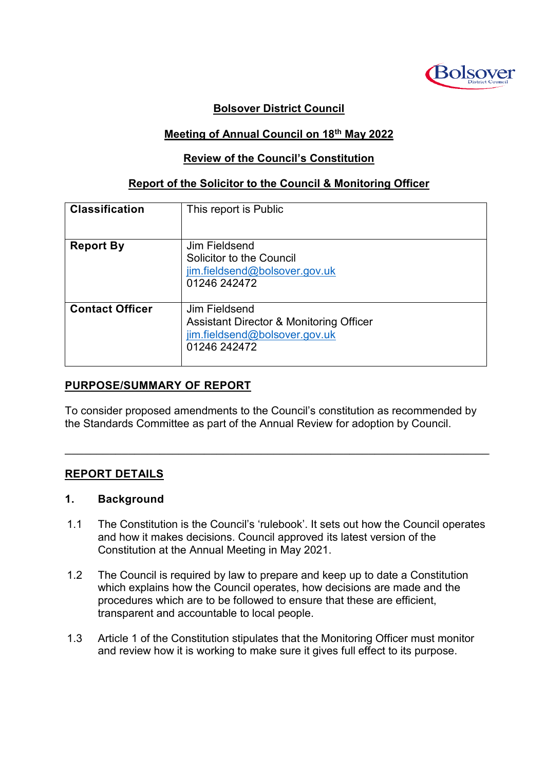**Bolsover District Council**

**Meeting of Annual Council on 18th May 2022**

**Review of the Council's Constitution**

**Report of the Solicitor to the Council & Monitoring Officer**

| **Classification** | This report is Public |
|---|---|
| **Report By** | Jim Fieldsend<br>Solicitor to the Council<br>jim.fieldsend@bolsover.gov.uk<br>01246 242472 |
| **Contact Officer** | Jim Fieldsend<br>Assistant Director & Monitoring Officer<br>jim.fieldsend@bolsover.gov.uk<br>01246 242472 |

## PURPOSE/SUMMARY OF REPORT

To consider proposed amendments to the Council's constitution as recommended by the Standards Committee as part of the Annual Review for adoption by Council.

---

## REPORT DETAILS

### 1. Background

1.1 The Constitution is the Council's 'rulebook'. It sets out how the Council operates and how it makes decisions. Council approved its latest version of the Constitution at the Annual Meeting in May 2021.

1.2 The Council is required by law to prepare and keep up to date a Constitution which explains how the Council operates, how decisions are made and the procedures which are to be followed to ensure that these are efficient, transparent and accountable to local people.

1.3 Article 1 of the Constitution stipulates that the Monitoring Officer must monitor and review how it is working to make sure it gives full effect to its purpose.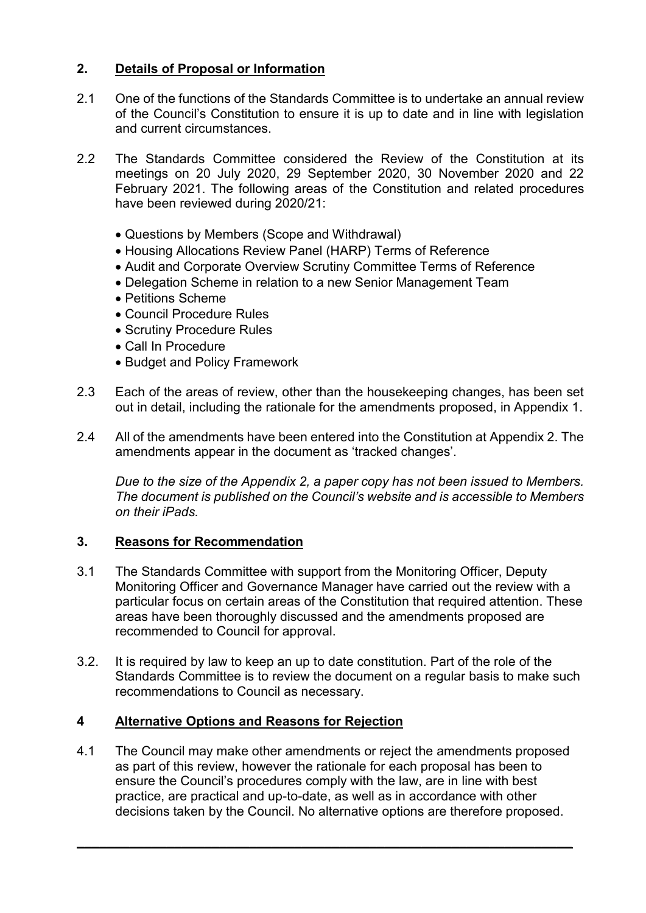## 2. Details of Proposal or Information

2.1 One of the functions of the Standards Committee is to undertake an annual review of the Council's Constitution to ensure it is up to date and in line with legislation and current circumstances.

2.2 The Standards Committee considered the Review of the Constitution at its meetings on 20 July 2020, 29 September 2020, 30 November 2020 and 22 February 2021. The following areas of the Constitution and related procedures have been reviewed during 2020/21:

- Questions by Members (Scope and Withdrawal)
- Housing Allocations Review Panel (HARP) Terms of Reference
- Audit and Corporate Overview Scrutiny Committee Terms of Reference
- Delegation Scheme in relation to a new Senior Management Team
- Petitions Scheme
- Council Procedure Rules
- Scrutiny Procedure Rules
- Call In Procedure
- Budget and Policy Framework

2.3 Each of the areas of review, other than the housekeeping changes, has been set out in detail, including the rationale for the amendments proposed, in Appendix 1.

2.4 All of the amendments have been entered into the Constitution at Appendix 2. The amendments appear in the document as 'tracked changes'.

*Due to the size of the Appendix 2, a paper copy has not been issued to Members. The document is published on the Council's website and is accessible to Members on their iPads.*

## 3. Reasons for Recommendation

3.1 The Standards Committee with support from the Monitoring Officer, Deputy Monitoring Officer and Governance Manager have carried out the review with a particular focus on certain areas of the Constitution that required attention. These areas have been thoroughly discussed and the amendments proposed are recommended to Council for approval.

3.2. It is required by law to keep an up to date constitution. Part of the role of the Standards Committee is to review the document on a regular basis to make such recommendations to Council as necessary.

## 4 Alternative Options and Reasons for Rejection

4.1 The Council may make other amendments or reject the amendments proposed as part of this review, however the rationale for each proposal has been to ensure the Council's procedures comply with the law, are in line with best practice, are practical and up-to-date, as well as in accordance with other decisions taken by the Council. No alternative options are therefore proposed.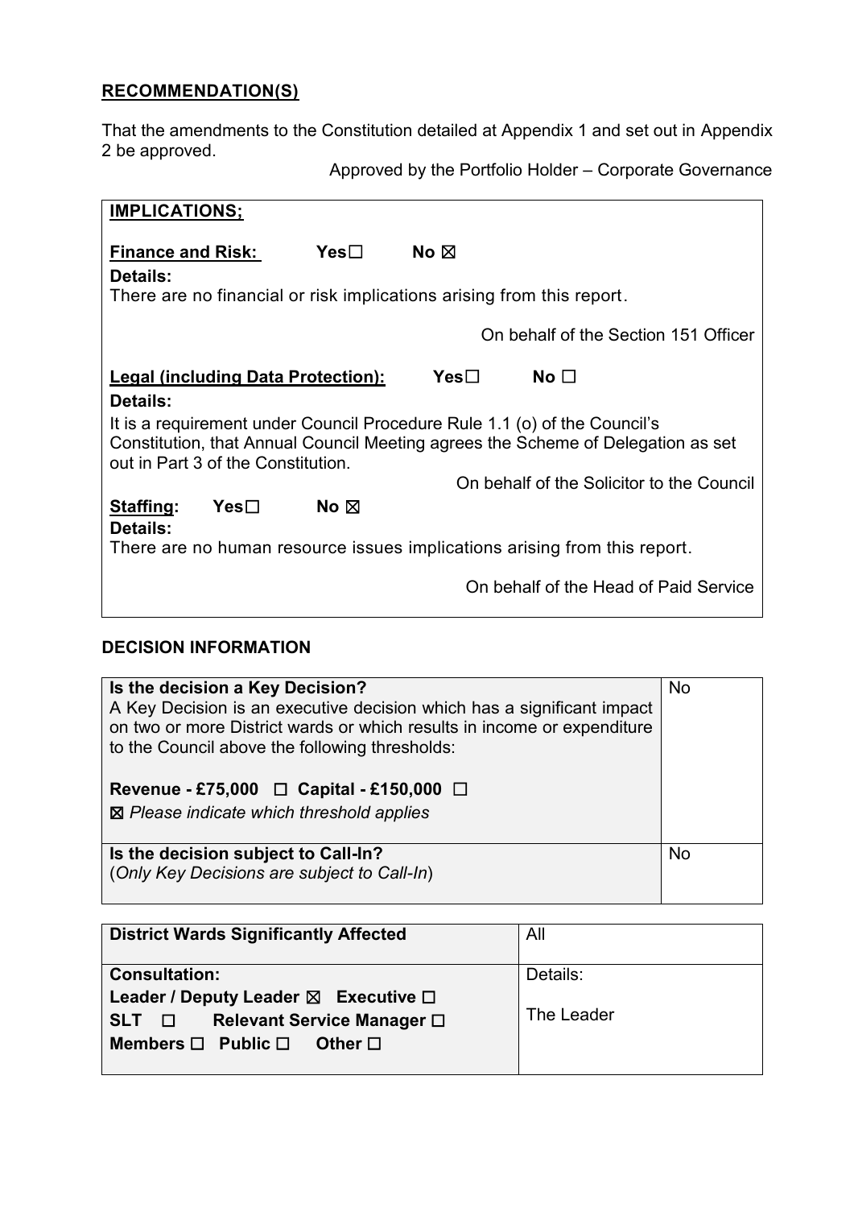## RECOMMENDATION(S)

That the amendments to the Constitution detailed at Appendix 1 and set out in Appendix 2 be approved.

Approved by the Portfolio Holder – Corporate Governance

| **IMPLICATIONS;** |
|---|
| **Finance and Risk:** Yes☐ No ☒ |
| **Details:** |
| There are no financial or risk implications arising from this report. |
| On behalf of the Section 151 Officer |
| **Legal (including Data Protection):** Yes☐ No ☐ |
| **Details:** |
| It is a requirement under Council Procedure Rule 1.1 (o) of the Council's Constitution, that Annual Council Meeting agrees the Scheme of Delegation as set out in Part 3 of the Constitution. |
| On behalf of the Solicitor to the Council |
| **Staffing:** Yes☐ No ☒ |
| **Details:** |
| There are no human resource issues implications arising from this report. |
| On behalf of the Head of Paid Service |

## DECISION INFORMATION

| | |
|---|---|
| **Is the decision a Key Decision?**<br>A Key Decision is an executive decision which has a significant impact on two or more District wards or which results in income or expenditure to the Council above the following thresholds:<br><br>**Revenue - £75,000** ☐ **Capital - £150,000** ☐<br>☒ *Please indicate which threshold applies* | No |
| **Is the decision subject to Call-In?**<br>(*Only Key Decisions are subject to Call-In*) | No |

| | |
|---|---|
| **District Wards Significantly Affected** | All |
| **Consultation:**<br>**Leader / Deputy Leader** ☒ **Executive** ☐<br>**SLT** ☐ **Relevant Service Manager** ☐<br>**Members** ☐ **Public** ☐ **Other** ☐ | Details:<br><br>The Leader |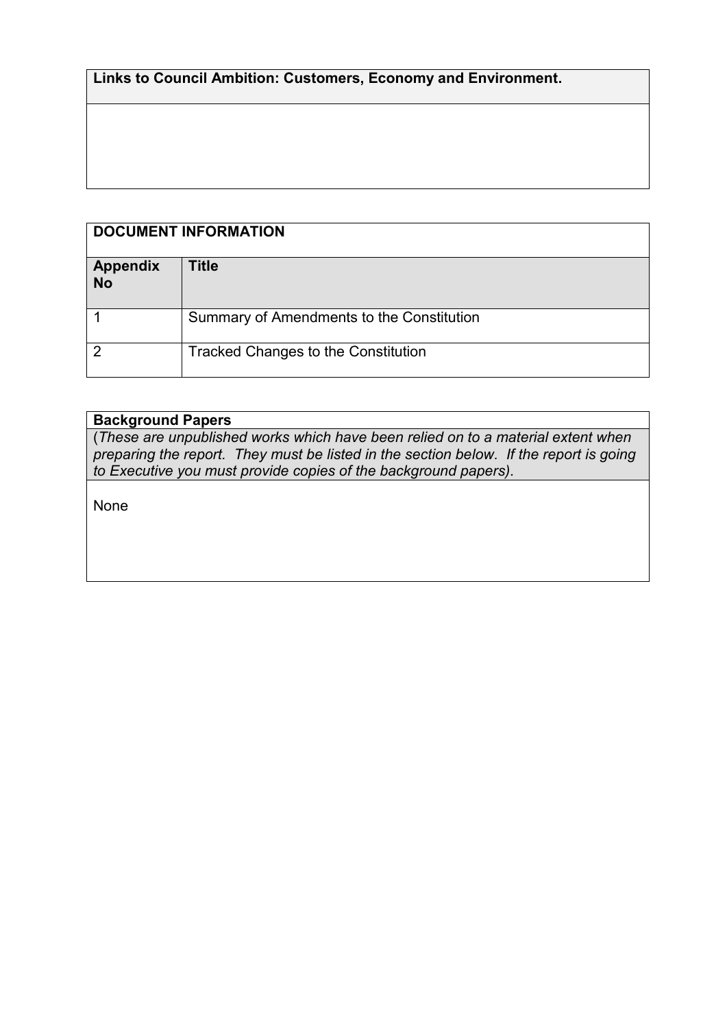| Links to Council Ambition: Customers, Economy and Environment. |
| --- |
| |

| DOCUMENT INFORMATION | |
| --- | --- |
| **Appendix No** | **Title** |
| 1 | Summary of Amendments to the Constitution |
| 2 | Tracked Changes to the Constitution |

| Background Papers<br>(*These are unpublished works which have been relied on to a material extent when preparing the report. They must be listed in the section below. If the report is going to Executive you must provide copies of the background papers).* |
| --- |
| None |